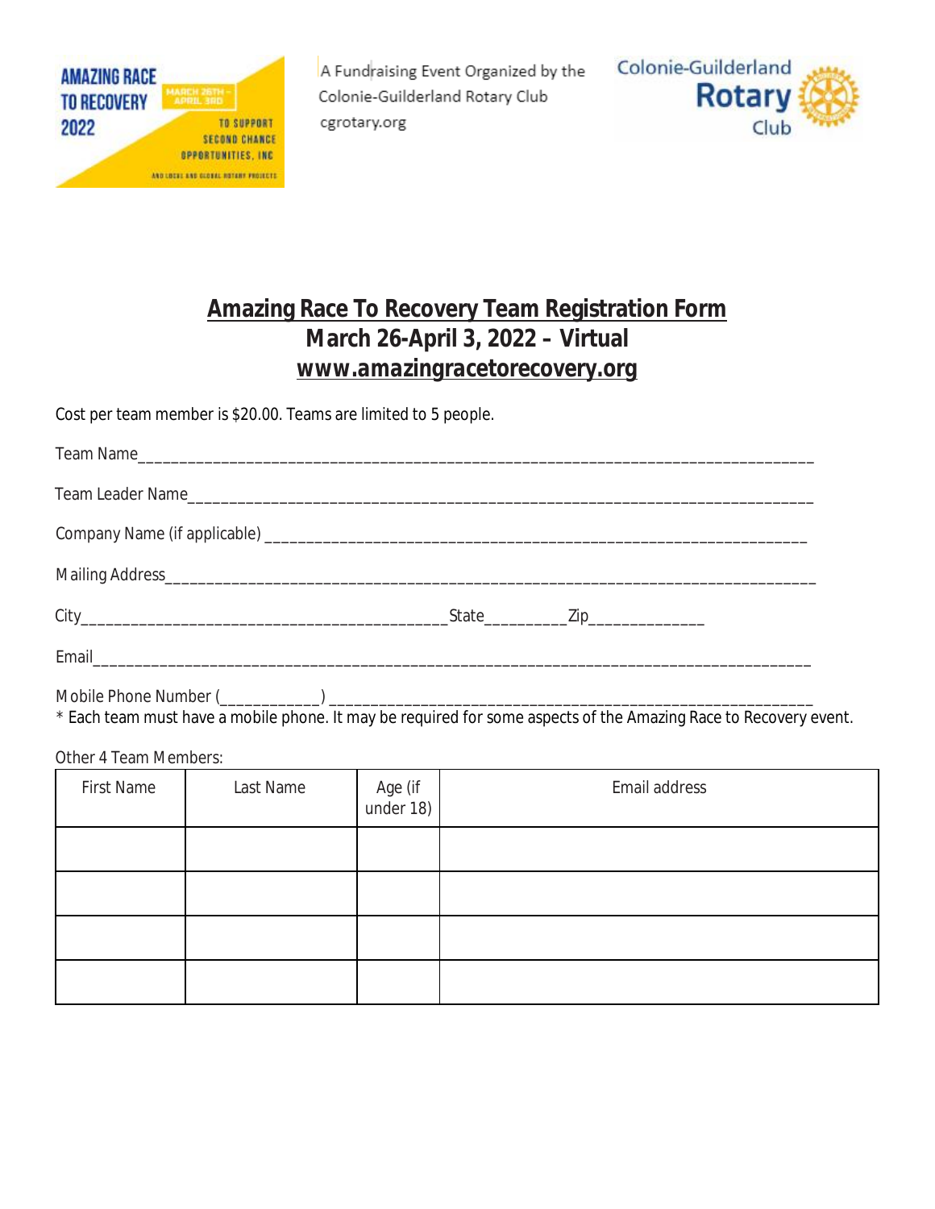AMAZING RACE TO RECOVERY 2022

MARCH 26TH – APRIL 3RD

TO SUPPORT SECOND CHANCE OPPORTUNITIES, INC

AND LOCAL AND GLOBAL ROTARY PROJECTS

A Fundraising Event Organized by the Colonie-Guilderland Rotary Club
cgrotary.org

Colonie-Guilderland Rotary Club

# Amazing Race To Recovery Team Registration Form

## March 26-April 3, 2022 – Virtual

## www.amazingracetorecovery.org

Cost per team member is $20.00. Teams are limited to 5 people.

Team Name_______________________________________________________________________________

Team Leader Name_________________________________________________________________________

Company Name (if applicable) _______________________________________________________________

Mailing Address____________________________________________________________________________

City___________________________________________State_________Zip_____________

Email_____________________________________________________________________________________

Mobile Phone Number (___________) _________________________________________________________

* Each team must have a mobile phone. It may be required for some aspects of the Amazing Race to Recovery event.

Other 4 Team Members:

| First Name | Last Name | Age (if under 18) | Email address |
|---|---|---|---|
| | | | |
| | | | |
| | | | |
| | | | |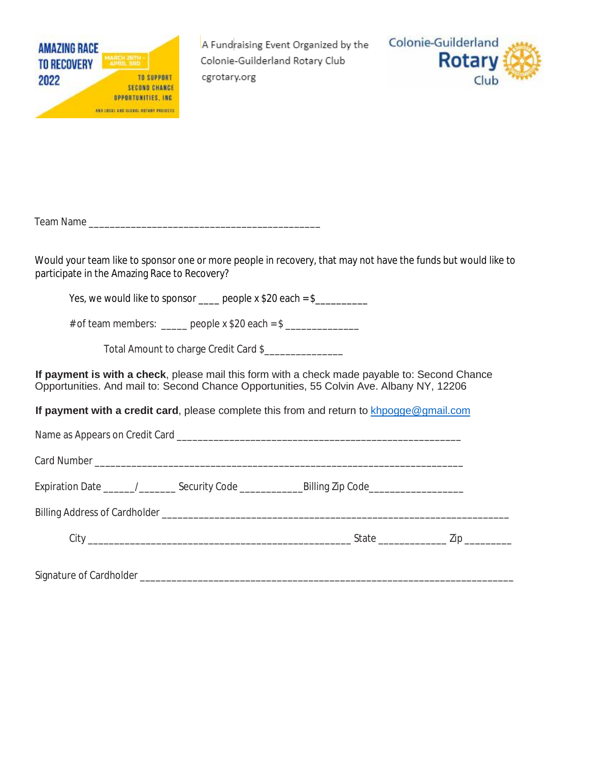AMAZING RACE TO RECOVERY 2022

MARCH 26TH – APRIL 3RD

TO SUPPORT SECOND CHANCE OPPORTUNITIES, INC

AND LOCAL AND GLOBAL ROTARY PROJECTS

A Fundraising Event Organized by the Colonie-Guilderland Rotary Club
cgrotary.org

Colonie-Guilderland Rotary Club

Team Name ___________________________________________

Would your team like to sponsor one or more people in recovery, that may not have the funds but would like to participate in the Amazing Race to Recovery?

Yes, we would like to sponsor ____ people x $20 each = $_________

# of team members: _____ people x $20 each = $ _____________

Total Amount to charge Credit Card $______________

**If payment is with a check**, please mail this form with a check made payable to: Second Chance Opportunities. And mail to: Second Chance Opportunities, 55 Colvin Ave. Albany NY, 12206

**If payment with a credit card**, please complete this from and return to khpogge@gmail.com

Name as Appears on Credit Card ____________________________________________________

Card Number ___________________________________________________________________

Expiration Date ______/_______ Security Code ___________ Billing Zip Code________________

Billing Address of Cardholder _______________________________________________________________

City _______________________________________________ State ____________ Zip ________

Signature of Cardholder ____________________________________________________________________